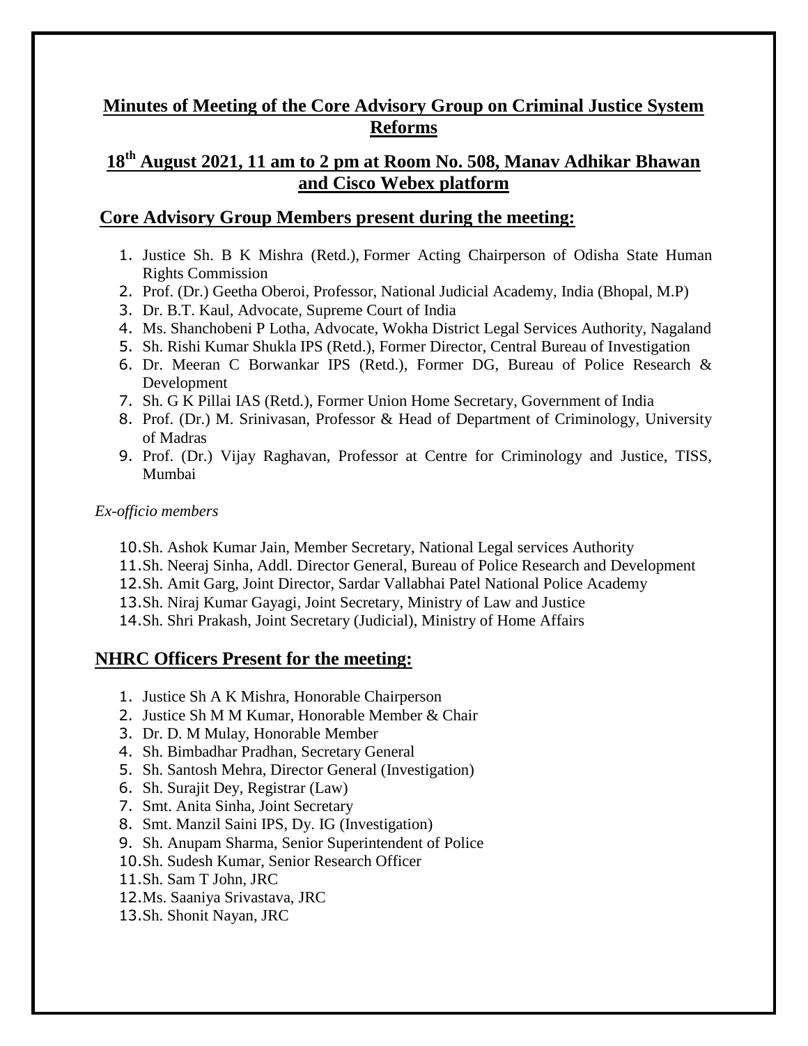# Minutes of Meeting of the Core Advisory Group on Criminal Justice System Reforms

## 18th August 2021, 11 am to 2 pm at Room No. 508, Manav Adhikar Bhawan and Cisco Webex platform

### Core Advisory Group Members present during the meeting:

1. Justice Sh. B K Mishra (Retd.), Former Acting Chairperson of Odisha State Human Rights Commission
2. Prof. (Dr.) Geetha Oberoi, Professor, National Judicial Academy, India (Bhopal, M.P)
3. Dr. B.T. Kaul, Advocate, Supreme Court of India
4. Ms. Shanchobeni P Lotha, Advocate, Wokha District Legal Services Authority, Nagaland
5. Sh. Rishi Kumar Shukla IPS (Retd.), Former Director, Central Bureau of Investigation
6. Dr. Meeran C Borwankar IPS (Retd.), Former DG, Bureau of Police Research & Development
7. Sh. G K Pillai IAS (Retd.), Former Union Home Secretary, Government of India
8. Prof. (Dr.) M. Srinivasan, Professor & Head of Department of Criminology, University of Madras
9. Prof. (Dr.) Vijay Raghavan, Professor at Centre for Criminology and Justice, TISS, Mumbai

*Ex-officio members*

10. Sh. Ashok Kumar Jain, Member Secretary, National Legal services Authority
11. Sh. Neeraj Sinha, Addl. Director General, Bureau of Police Research and Development
12. Sh. Amit Garg, Joint Director, Sardar Vallabhai Patel National Police Academy
13. Sh. Niraj Kumar Gayagi, Joint Secretary, Ministry of Law and Justice
14. Sh. Shri Prakash, Joint Secretary (Judicial), Ministry of Home Affairs

### NHRC Officers Present for the meeting:

1. Justice Sh A K Mishra, Honorable Chairperson
2. Justice Sh M M Kumar, Honorable Member & Chair
3. Dr. D. M Mulay, Honorable Member
4. Sh. Bimbadhar Pradhan, Secretary General
5. Sh. Santosh Mehra, Director General (Investigation)
6. Sh. Surajit Dey, Registrar (Law)
7. Smt. Anita Sinha, Joint Secretary
8. Smt. Manzil Saini IPS, Dy. IG (Investigation)
9. Sh. Anupam Sharma, Senior Superintendent of Police
10. Sh. Sudesh Kumar, Senior Research Officer
11. Sh. Sam T John, JRC
12. Ms. Saaniya Srivastava, JRC
13. Sh. Shonit Nayan, JRC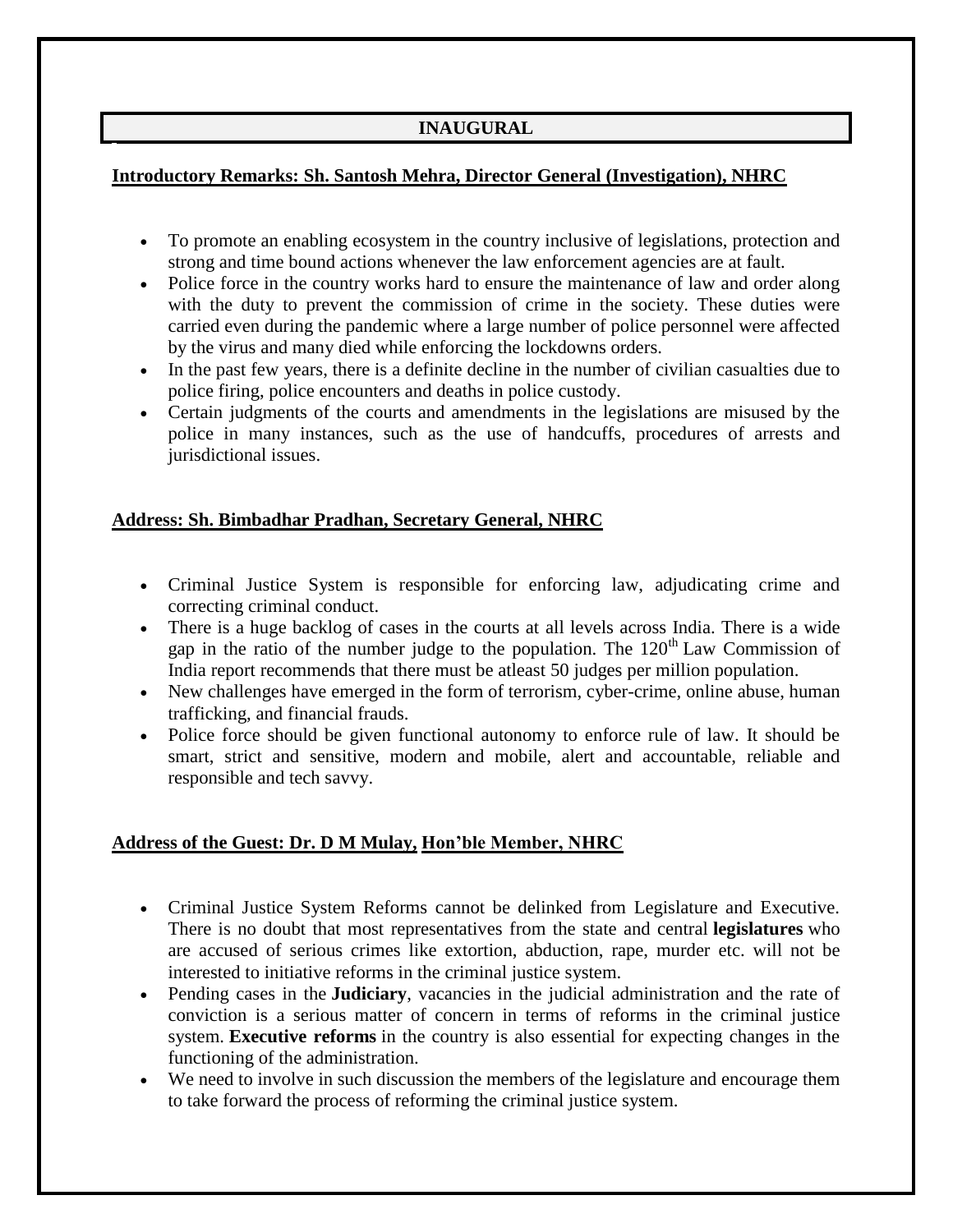## INAUGURAL

**Introductory Remarks: Sh. Santosh Mehra, Director General (Investigation), NHRC**

- To promote an enabling ecosystem in the country inclusive of legislations, protection and strong and time bound actions whenever the law enforcement agencies are at fault.
- Police force in the country works hard to ensure the maintenance of law and order along with the duty to prevent the commission of crime in the society. These duties were carried even during the pandemic where a large number of police personnel were affected by the virus and many died while enforcing the lockdowns orders.
- In the past few years, there is a definite decline in the number of civilian casualties due to police firing, police encounters and deaths in police custody.
- Certain judgments of the courts and amendments in the legislations are misused by the police in many instances, such as the use of handcuffs, procedures of arrests and jurisdictional issues.

**Address: Sh. Bimbadhar Pradhan, Secretary General, NHRC**

- Criminal Justice System is responsible for enforcing law, adjudicating crime and correcting criminal conduct.
- There is a huge backlog of cases in the courts at all levels across India. There is a wide gap in the ratio of the number judge to the population. The 120th Law Commission of India report recommends that there must be atleast 50 judges per million population.
- New challenges have emerged in the form of terrorism, cyber-crime, online abuse, human trafficking, and financial frauds.
- Police force should be given functional autonomy to enforce rule of law. It should be smart, strict and sensitive, modern and mobile, alert and accountable, reliable and responsible and tech savvy.

**Address of the Guest: Dr. D M Mulay, Hon'ble Member, NHRC**

- Criminal Justice System Reforms cannot be delinked from Legislature and Executive. There is no doubt that most representatives from the state and central **legislatures** who are accused of serious crimes like extortion, abduction, rape, murder etc. will not be interested to initiative reforms in the criminal justice system.
- Pending cases in the **Judiciary**, vacancies in the judicial administration and the rate of conviction is a serious matter of concern in terms of reforms in the criminal justice system. **Executive reforms** in the country is also essential for expecting changes in the functioning of the administration.
- We need to involve in such discussion the members of the legislature and encourage them to take forward the process of reforming the criminal justice system.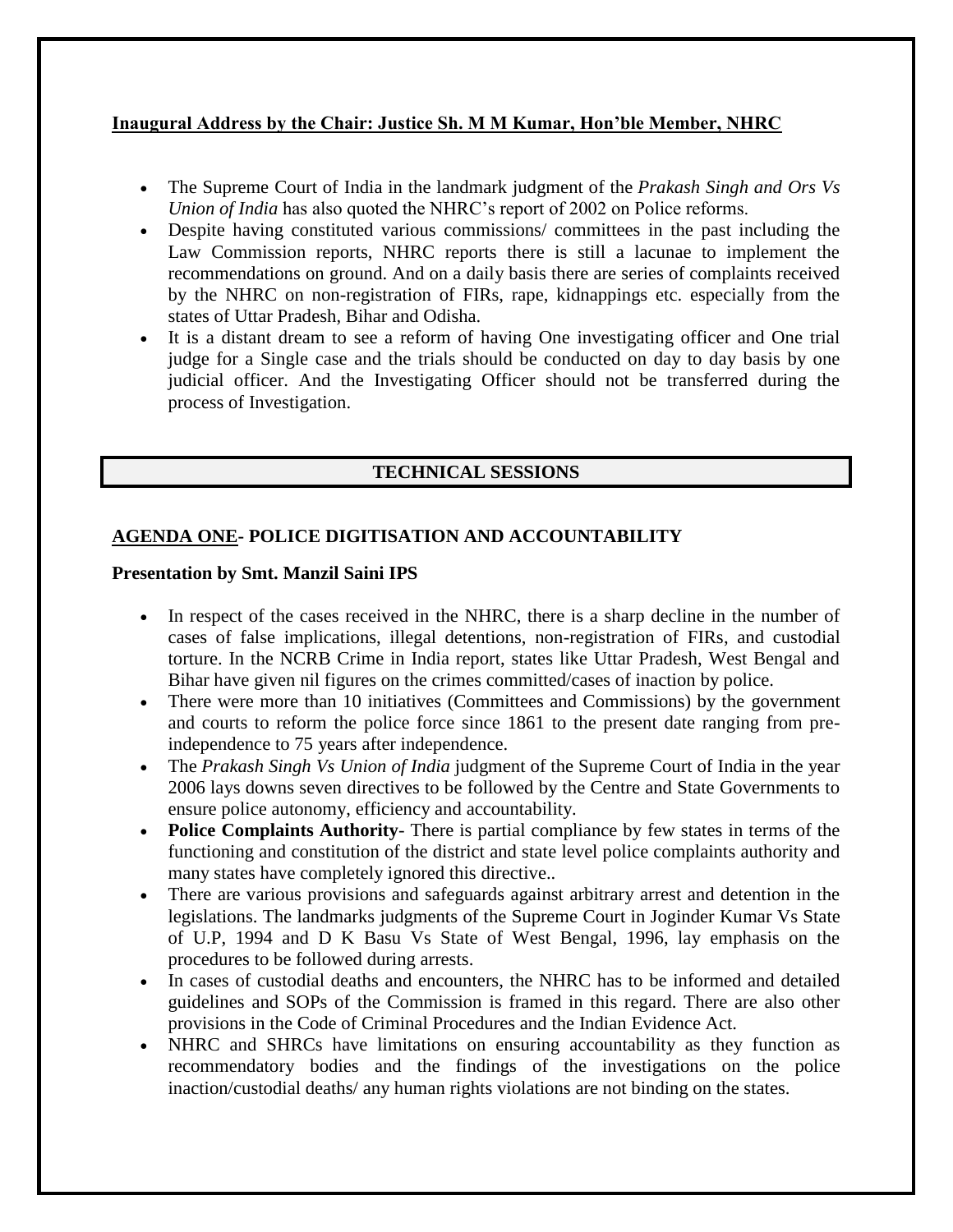**Inaugural Address by the Chair: Justice Sh. M M Kumar, Hon'ble Member, NHRC**

- The Supreme Court of India in the landmark judgment of the *Prakash Singh and Ors Vs Union of India* has also quoted the NHRC's report of 2002 on Police reforms.
- Despite having constituted various commissions/ committees in the past including the Law Commission reports, NHRC reports there is still a lacunae to implement the recommendations on ground. And on a daily basis there are series of complaints received by the NHRC on non-registration of FIRs, rape, kidnappings etc. especially from the states of Uttar Pradesh, Bihar and Odisha.
- It is a distant dream to see a reform of having One investigating officer and One trial judge for a Single case and the trials should be conducted on day to day basis by one judicial officer. And the Investigating Officer should not be transferred during the process of Investigation.

## TECHNICAL SESSIONS

### AGENDA ONE- POLICE DIGITISATION AND ACCOUNTABILITY

**Presentation by Smt. Manzil Saini IPS**

- In respect of the cases received in the NHRC, there is a sharp decline in the number of cases of false implications, illegal detentions, non-registration of FIRs, and custodial torture. In the NCRB Crime in India report, states like Uttar Pradesh, West Bengal and Bihar have given nil figures on the crimes committed/cases of inaction by police.
- There were more than 10 initiatives (Committees and Commissions) by the government and courts to reform the police force since 1861 to the present date ranging from pre-independence to 75 years after independence.
- The *Prakash Singh Vs Union of India* judgment of the Supreme Court of India in the year 2006 lays downs seven directives to be followed by the Centre and State Governments to ensure police autonomy, efficiency and accountability.
- **Police Complaints Authority**- There is partial compliance by few states in terms of the functioning and constitution of the district and state level police complaints authority and many states have completely ignored this directive..
- There are various provisions and safeguards against arbitrary arrest and detention in the legislations. The landmarks judgments of the Supreme Court in Joginder Kumar Vs State of U.P, 1994 and D K Basu Vs State of West Bengal, 1996, lay emphasis on the procedures to be followed during arrests.
- In cases of custodial deaths and encounters, the NHRC has to be informed and detailed guidelines and SOPs of the Commission is framed in this regard. There are also other provisions in the Code of Criminal Procedures and the Indian Evidence Act.
- NHRC and SHRCs have limitations on ensuring accountability as they function as recommendatory bodies and the findings of the investigations on the police inaction/custodial deaths/ any human rights violations are not binding on the states.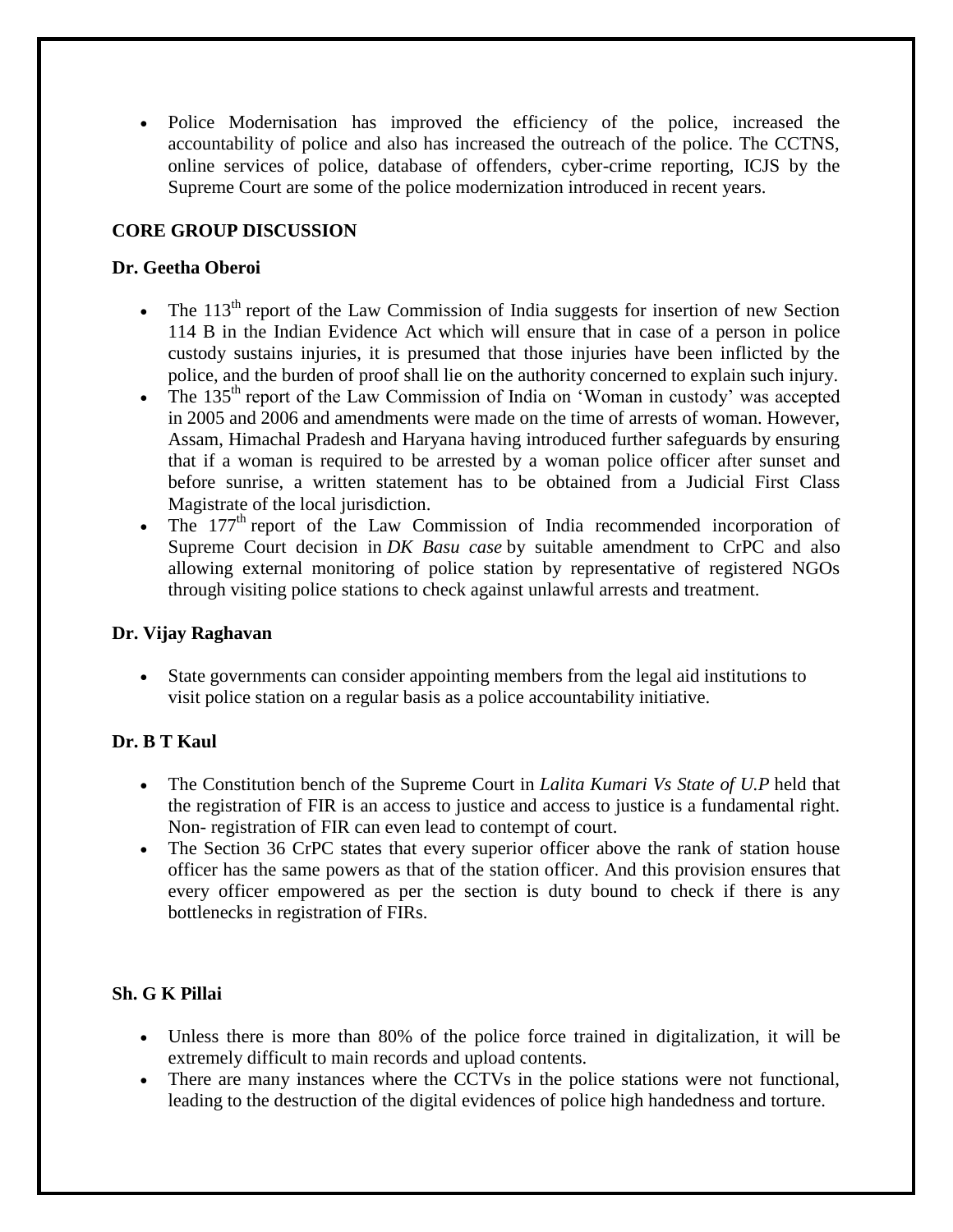- Police Modernisation has improved the efficiency of the police, increased the accountability of police and also has increased the outreach of the police. The CCTNS, online services of police, database of offenders, cyber-crime reporting, ICJS by the Supreme Court are some of the police modernization introduced in recent years.

**CORE GROUP DISCUSSION**

**Dr. Geetha Oberoi**

- The 113th report of the Law Commission of India suggests for insertion of new Section 114 B in the Indian Evidence Act which will ensure that in case of a person in police custody sustains injuries, it is presumed that those injuries have been inflicted by the police, and the burden of proof shall lie on the authority concerned to explain such injury.
- The 135th report of the Law Commission of India on 'Woman in custody' was accepted in 2005 and 2006 and amendments were made on the time of arrests of woman. However, Assam, Himachal Pradesh and Haryana having introduced further safeguards by ensuring that if a woman is required to be arrested by a woman police officer after sunset and before sunrise, a written statement has to be obtained from a Judicial First Class Magistrate of the local jurisdiction.
- The 177th report of the Law Commission of India recommended incorporation of Supreme Court decision in *DK Basu case* by suitable amendment to CrPC and also allowing external monitoring of police station by representative of registered NGOs through visiting police stations to check against unlawful arrests and treatment.

**Dr. Vijay Raghavan**

- State governments can consider appointing members from the legal aid institutions to visit police station on a regular basis as a police accountability initiative.

**Dr. B T Kaul**

- The Constitution bench of the Supreme Court in *Lalita Kumari Vs State of U.P* held that the registration of FIR is an access to justice and access to justice is a fundamental right. Non- registration of FIR can even lead to contempt of court.
- The Section 36 CrPC states that every superior officer above the rank of station house officer has the same powers as that of the station officer. And this provision ensures that every officer empowered as per the section is duty bound to check if there is any bottlenecks in registration of FIRs.

**Sh. G K Pillai**

- Unless there is more than 80% of the police force trained in digitalization, it will be extremely difficult to main records and upload contents.
- There are many instances where the CCTVs in the police stations were not functional, leading to the destruction of the digital evidences of police high handedness and torture.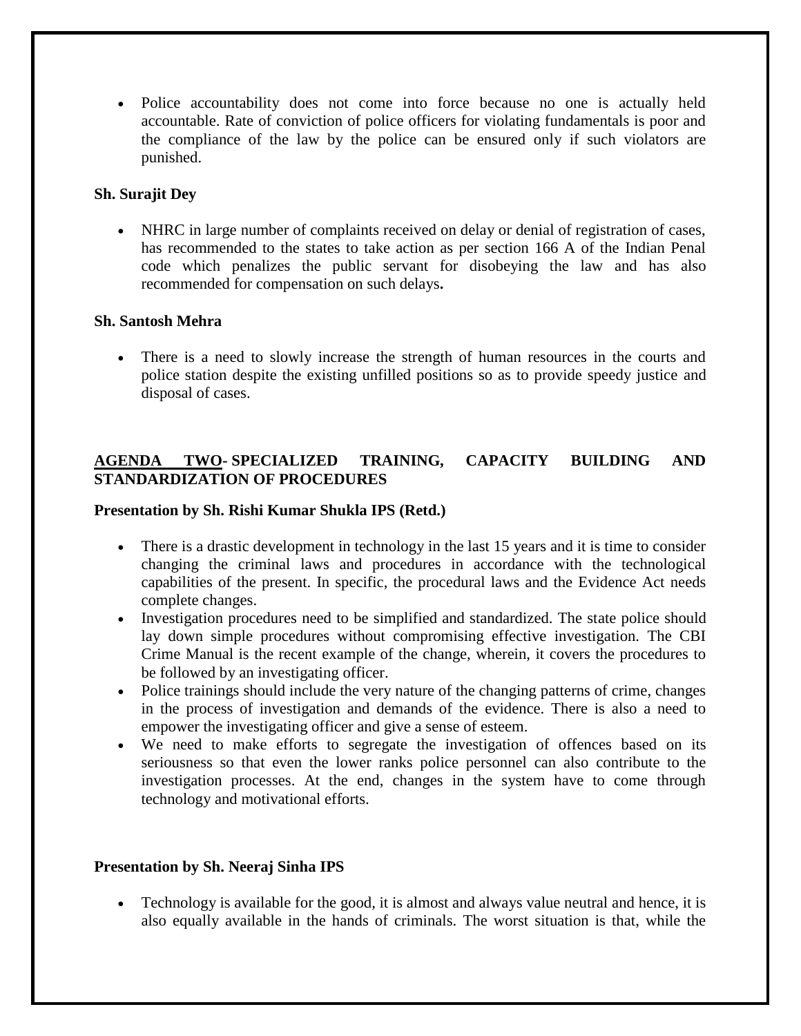- Police accountability does not come into force because no one is actually held accountable. Rate of conviction of police officers for violating fundamentals is poor and the compliance of the law by the police can be ensured only if such violators are punished.

**Sh. Surajit Dey**

- NHRC in large number of complaints received on delay or denial of registration of cases, has recommended to the states to take action as per section 166 A of the Indian Penal code which penalizes the public servant for disobeying the law and has also recommended for compensation on such delays**.**

**Sh. Santosh Mehra**

- There is a need to slowly increase the strength of human resources in the courts and police station despite the existing unfilled positions so as to provide speedy justice and disposal of cases.

## AGENDA TWO- SPECIALIZED TRAINING, CAPACITY BUILDING AND STANDARDIZATION OF PROCEDURES

**Presentation by Sh. Rishi Kumar Shukla IPS (Retd.)**

- There is a drastic development in technology in the last 15 years and it is time to consider changing the criminal laws and procedures in accordance with the technological capabilities of the present. In specific, the procedural laws and the Evidence Act needs complete changes.
- Investigation procedures need to be simplified and standardized. The state police should lay down simple procedures without compromising effective investigation. The CBI Crime Manual is the recent example of the change, wherein, it covers the procedures to be followed by an investigating officer.
- Police trainings should include the very nature of the changing patterns of crime, changes in the process of investigation and demands of the evidence. There is also a need to empower the investigating officer and give a sense of esteem.
- We need to make efforts to segregate the investigation of offences based on its seriousness so that even the lower ranks police personnel can also contribute to the investigation processes. At the end, changes in the system have to come through technology and motivational efforts.

**Presentation by Sh. Neeraj Sinha IPS**

- Technology is available for the good, it is almost and always value neutral and hence, it is also equally available in the hands of criminals. The worst situation is that, while the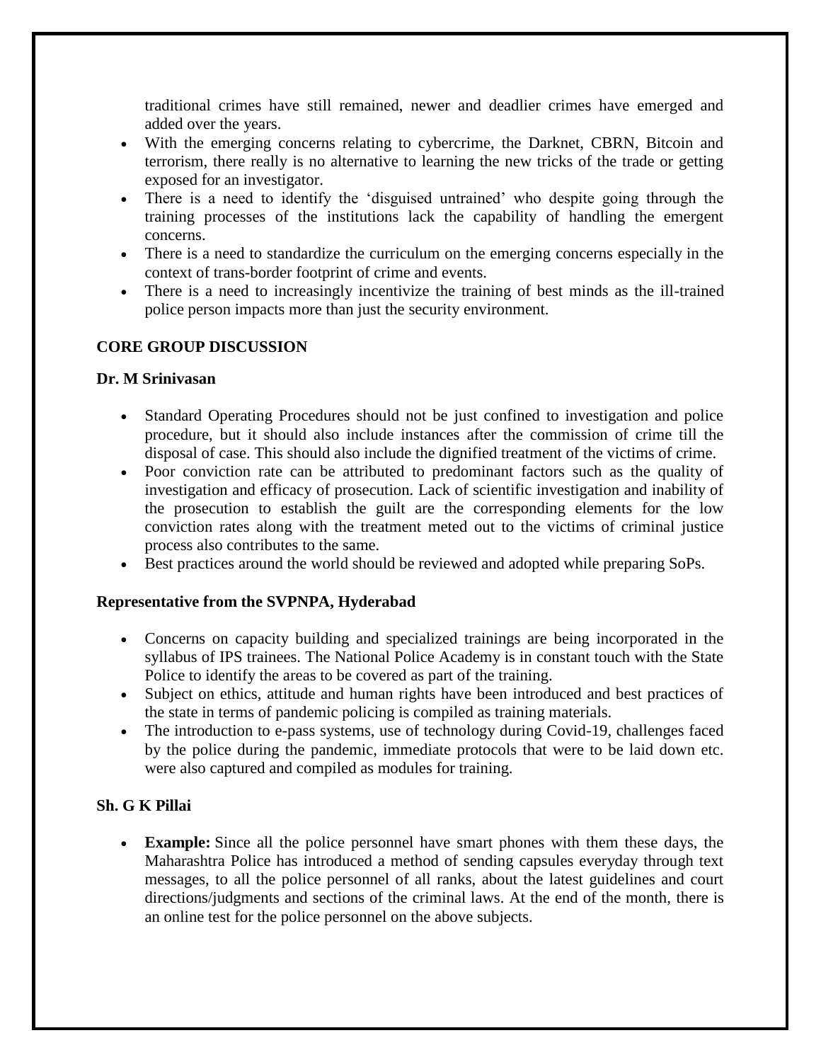traditional crimes have still remained, newer and deadlier crimes have emerged and added over the years.

- With the emerging concerns relating to cybercrime, the Darknet, CBRN, Bitcoin and terrorism, there really is no alternative to learning the new tricks of the trade or getting exposed for an investigator.
- There is a need to identify the 'disguised untrained' who despite going through the training processes of the institutions lack the capability of handling the emergent concerns.
- There is a need to standardize the curriculum on the emerging concerns especially in the context of trans-border footprint of crime and events.
- There is a need to increasingly incentivize the training of best minds as the ill-trained police person impacts more than just the security environment.

## CORE GROUP DISCUSSION

### Dr. M Srinivasan

- Standard Operating Procedures should not be just confined to investigation and police procedure, but it should also include instances after the commission of crime till the disposal of case. This should also include the dignified treatment of the victims of crime.
- Poor conviction rate can be attributed to predominant factors such as the quality of investigation and efficacy of prosecution. Lack of scientific investigation and inability of the prosecution to establish the guilt are the corresponding elements for the low conviction rates along with the treatment meted out to the victims of criminal justice process also contributes to the same.
- Best practices around the world should be reviewed and adopted while preparing SoPs.

### Representative from the SVPNPA, Hyderabad

- Concerns on capacity building and specialized trainings are being incorporated in the syllabus of IPS trainees. The National Police Academy is in constant touch with the State Police to identify the areas to be covered as part of the training.
- Subject on ethics, attitude and human rights have been introduced and best practices of the state in terms of pandemic policing is compiled as training materials.
- The introduction to e-pass systems, use of technology during Covid-19, challenges faced by the police during the pandemic, immediate protocols that were to be laid down etc. were also captured and compiled as modules for training.

### Sh. G K Pillai

- **Example:** Since all the police personnel have smart phones with them these days, the Maharashtra Police has introduced a method of sending capsules everyday through text messages, to all the police personnel of all ranks, about the latest guidelines and court directions/judgments and sections of the criminal laws. At the end of the month, there is an online test for the police personnel on the above subjects.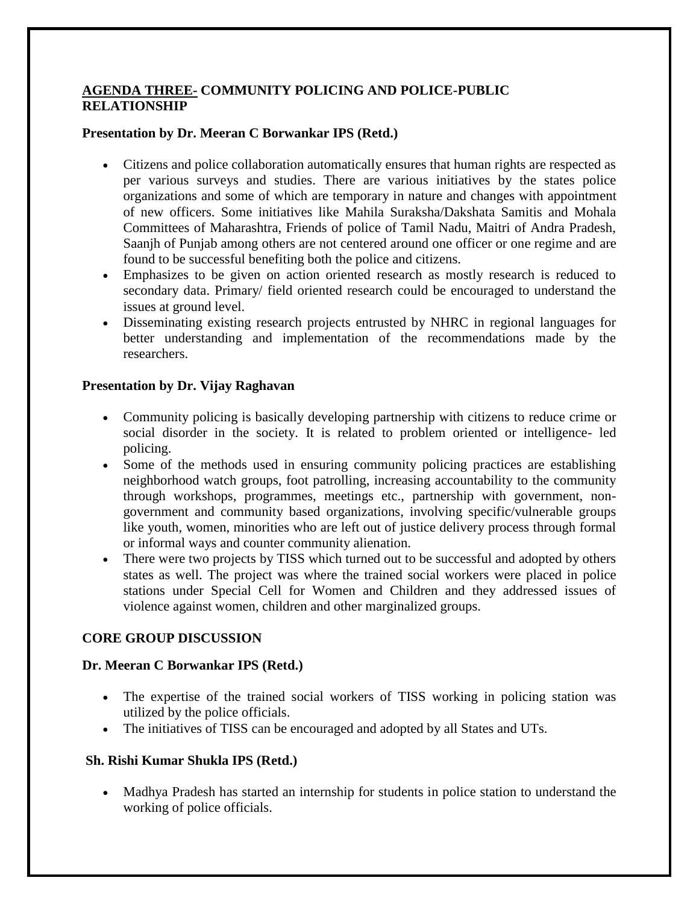## AGENDA THREE- COMMUNITY POLICING AND POLICE-PUBLIC RELATIONSHIP

**Presentation by Dr. Meeran C Borwankar IPS (Retd.)**

- Citizens and police collaboration automatically ensures that human rights are respected as per various surveys and studies. There are various initiatives by the states police organizations and some of which are temporary in nature and changes with appointment of new officers. Some initiatives like Mahila Suraksha/Dakshata Samitis and Mohala Committees of Maharashtra, Friends of police of Tamil Nadu, Maitri of Andra Pradesh, Saanjh of Punjab among others are not centered around one officer or one regime and are found to be successful benefiting both the police and citizens.
- Emphasizes to be given on action oriented research as mostly research is reduced to secondary data. Primary/ field oriented research could be encouraged to understand the issues at ground level.
- Disseminating existing research projects entrusted by NHRC in regional languages for better understanding and implementation of the recommendations made by the researchers.

**Presentation by Dr. Vijay Raghavan**

- Community policing is basically developing partnership with citizens to reduce crime or social disorder in the society. It is related to problem oriented or intelligence- led policing.
- Some of the methods used in ensuring community policing practices are establishing neighborhood watch groups, foot patrolling, increasing accountability to the community through workshops, programmes, meetings etc., partnership with government, non-government and community based organizations, involving specific/vulnerable groups like youth, women, minorities who are left out of justice delivery process through formal or informal ways and counter community alienation.
- There were two projects by TISS which turned out to be successful and adopted by others states as well. The project was where the trained social workers were placed in police stations under Special Cell for Women and Children and they addressed issues of violence against women, children and other marginalized groups.

### CORE GROUP DISCUSSION

**Dr. Meeran C Borwankar IPS (Retd.)**

- The expertise of the trained social workers of TISS working in policing station was utilized by the police officials.
- The initiatives of TISS can be encouraged and adopted by all States and UTs.

**Sh. Rishi Kumar Shukla IPS (Retd.)**

- Madhya Pradesh has started an internship for students in police station to understand the working of police officials.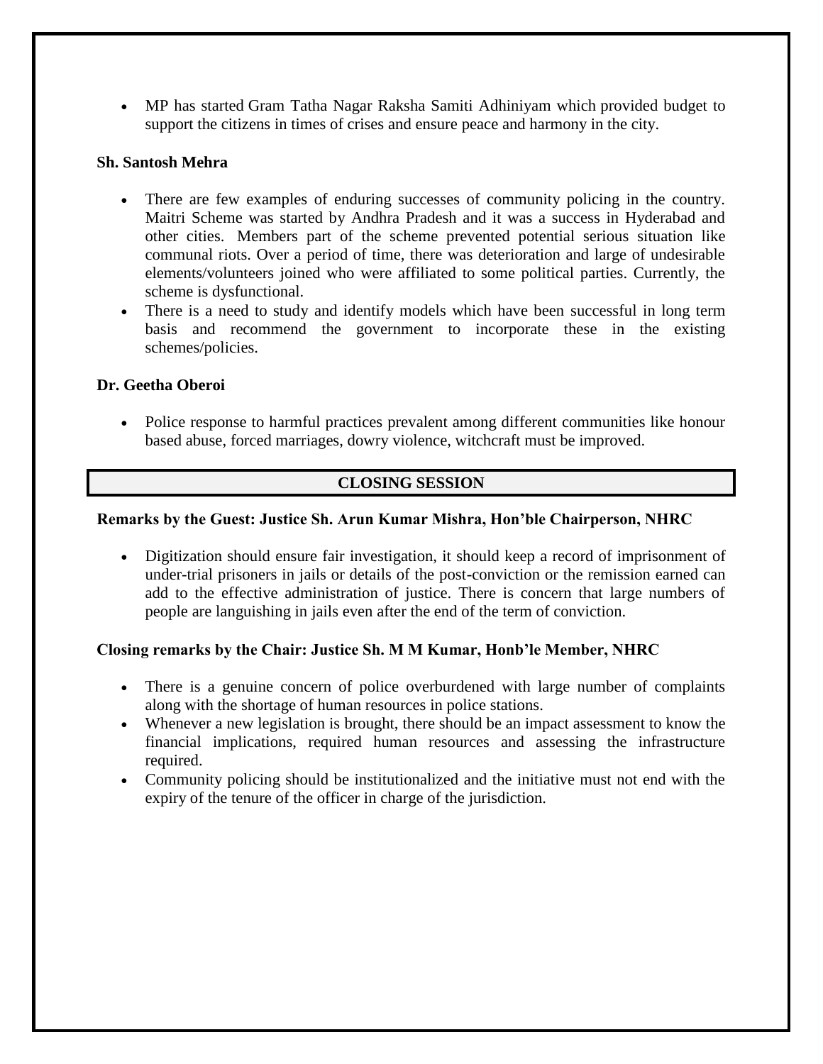- MP has started Gram Tatha Nagar Raksha Samiti Adhiniyam which provided budget to support the citizens in times of crises and ensure peace and harmony in the city.

**Sh. Santosh Mehra**

- There are few examples of enduring successes of community policing in the country. Maitri Scheme was started by Andhra Pradesh and it was a success in Hyderabad and other cities. Members part of the scheme prevented potential serious situation like communal riots. Over a period of time, there was deterioration and large of undesirable elements/volunteers joined who were affiliated to some political parties. Currently, the scheme is dysfunctional.
- There is a need to study and identify models which have been successful in long term basis and recommend the government to incorporate these in the existing schemes/policies.

**Dr. Geetha Oberoi**

- Police response to harmful practices prevalent among different communities like honour based abuse, forced marriages, dowry violence, witchcraft must be improved.

## CLOSING SESSION

**Remarks by the Guest: Justice Sh. Arun Kumar Mishra, Hon'ble Chairperson, NHRC**

- Digitization should ensure fair investigation, it should keep a record of imprisonment of under-trial prisoners in jails or details of the post-conviction or the remission earned can add to the effective administration of justice. There is concern that large numbers of people are languishing in jails even after the end of the term of conviction.

**Closing remarks by the Chair: Justice Sh. M M Kumar, Honb'le Member, NHRC**

- There is a genuine concern of police overburdened with large number of complaints along with the shortage of human resources in police stations.
- Whenever a new legislation is brought, there should be an impact assessment to know the financial implications, required human resources and assessing the infrastructure required.
- Community policing should be institutionalized and the initiative must not end with the expiry of the tenure of the officer in charge of the jurisdiction.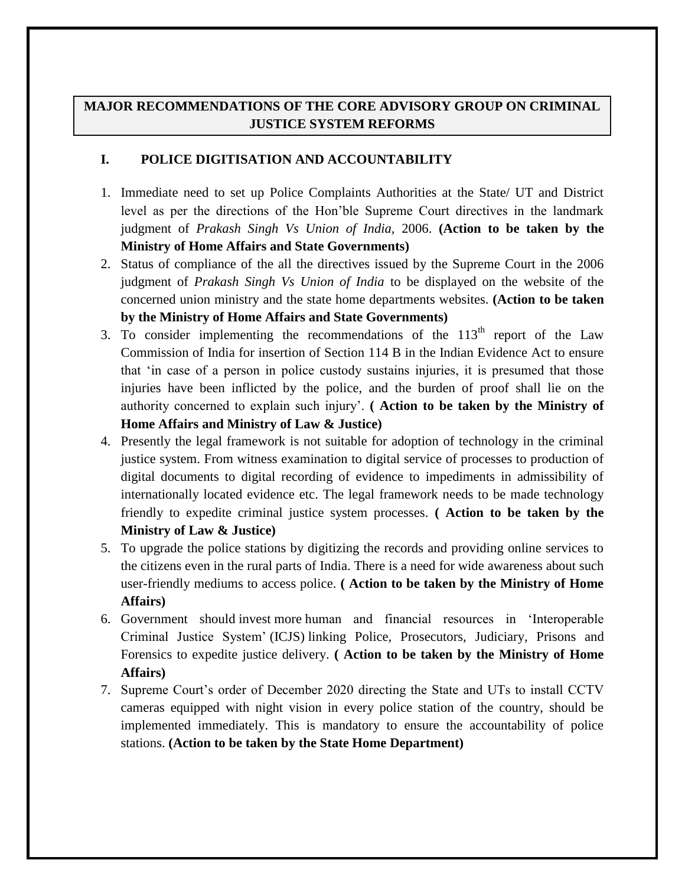# MAJOR RECOMMENDATIONS OF THE CORE ADVISORY GROUP ON CRIMINAL JUSTICE SYSTEM REFORMS

## I. POLICE DIGITISATION AND ACCOUNTABILITY

1. Immediate need to set up Police Complaints Authorities at the State/ UT and District level as per the directions of the Hon'ble Supreme Court directives in the landmark judgment of *Prakash Singh Vs Union of India,* 2006. **(Action to be taken by the Ministry of Home Affairs and State Governments)**
2. Status of compliance of the all the directives issued by the Supreme Court in the 2006 judgment of *Prakash Singh Vs Union of India* to be displayed on the website of the concerned union ministry and the state home departments websites. **(Action to be taken by the Ministry of Home Affairs and State Governments)**
3. To consider implementing the recommendations of the 113th report of the Law Commission of India for insertion of Section 114 B in the Indian Evidence Act to ensure that 'in case of a person in police custody sustains injuries, it is presumed that those injuries have been inflicted by the police, and the burden of proof shall lie on the authority concerned to explain such injury'. **( Action to be taken by the Ministry of Home Affairs and Ministry of Law & Justice)**
4. Presently the legal framework is not suitable for adoption of technology in the criminal justice system. From witness examination to digital service of processes to production of digital documents to digital recording of evidence to impediments in admissibility of internationally located evidence etc. The legal framework needs to be made technology friendly to expedite criminal justice system processes. **( Action to be taken by the Ministry of Law & Justice)**
5. To upgrade the police stations by digitizing the records and providing online services to the citizens even in the rural parts of India. There is a need for wide awareness about such user-friendly mediums to access police. **( Action to be taken by the Ministry of Home Affairs)**
6. Government should invest more human and financial resources in 'Interoperable Criminal Justice System' (ICJS) linking Police, Prosecutors, Judiciary, Prisons and Forensics to expedite justice delivery. **( Action to be taken by the Ministry of Home Affairs)**
7. Supreme Court's order of December 2020 directing the State and UTs to install CCTV cameras equipped with night vision in every police station of the country, should be implemented immediately. This is mandatory to ensure the accountability of police stations. **(Action to be taken by the State Home Department)**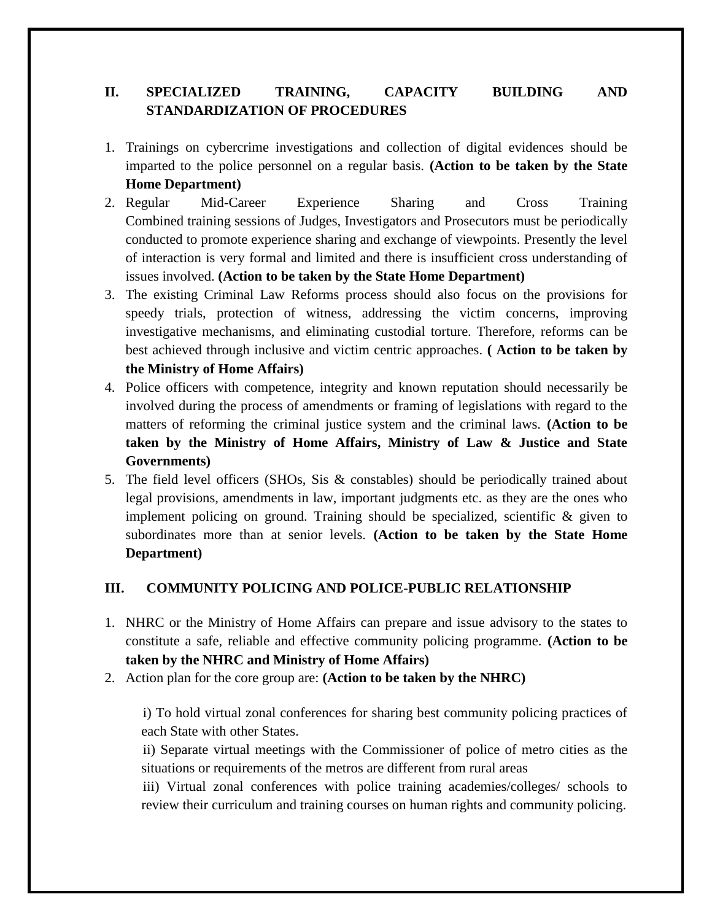## II. SPECIALIZED TRAINING, CAPACITY BUILDING AND STANDARDIZATION OF PROCEDURES

1. Trainings on cybercrime investigations and collection of digital evidences should be imparted to the police personnel on a regular basis. **(Action to be taken by the State Home Department)**
2. Regular Mid-Career Experience Sharing and Cross Training Combined training sessions of Judges, Investigators and Prosecutors must be periodically conducted to promote experience sharing and exchange of viewpoints. Presently the level of interaction is very formal and limited and there is insufficient cross understanding of issues involved. **(Action to be taken by the State Home Department)**
3. The existing Criminal Law Reforms process should also focus on the provisions for speedy trials, protection of witness, addressing the victim concerns, improving investigative mechanisms, and eliminating custodial torture. Therefore, reforms can be best achieved through inclusive and victim centric approaches. **( Action to be taken by the Ministry of Home Affairs)**
4. Police officers with competence, integrity and known reputation should necessarily be involved during the process of amendments or framing of legislations with regard to the matters of reforming the criminal justice system and the criminal laws. **(Action to be taken by the Ministry of Home Affairs, Ministry of Law & Justice and State Governments)**
5. The field level officers (SHOs, Sis & constables) should be periodically trained about legal provisions, amendments in law, important judgments etc. as they are the ones who implement policing on ground. Training should be specialized, scientific & given to subordinates more than at senior levels. **(Action to be taken by the State Home Department)**

## III. COMMUNITY POLICING AND POLICE-PUBLIC RELATIONSHIP

1. NHRC or the Ministry of Home Affairs can prepare and issue advisory to the states to constitute a safe, reliable and effective community policing programme. **(Action to be taken by the NHRC and Ministry of Home Affairs)**
2. Action plan for the core group are: **(Action to be taken by the NHRC)**

   i) To hold virtual zonal conferences for sharing best community policing practices of each State with other States.

   ii) Separate virtual meetings with the Commissioner of police of metro cities as the situations or requirements of the metros are different from rural areas

   iii) Virtual zonal conferences with police training academies/colleges/ schools to review their curriculum and training courses on human rights and community policing.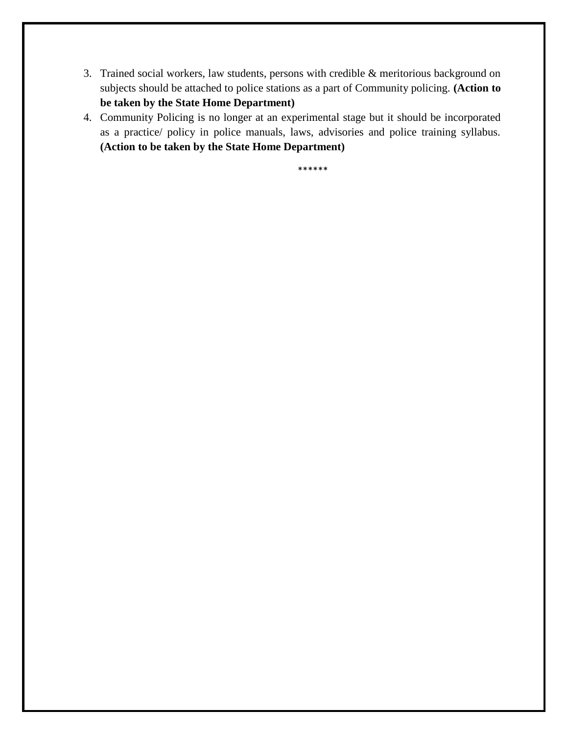3. Trained social workers, law students, persons with credible & meritorious background on subjects should be attached to police stations as a part of Community policing. **(Action to be taken by the State Home Department)**
4. Community Policing is no longer at an experimental stage but it should be incorporated as a practice/ policy in police manuals, laws, advisories and police training syllabus. **(Action to be taken by the State Home Department)**

******